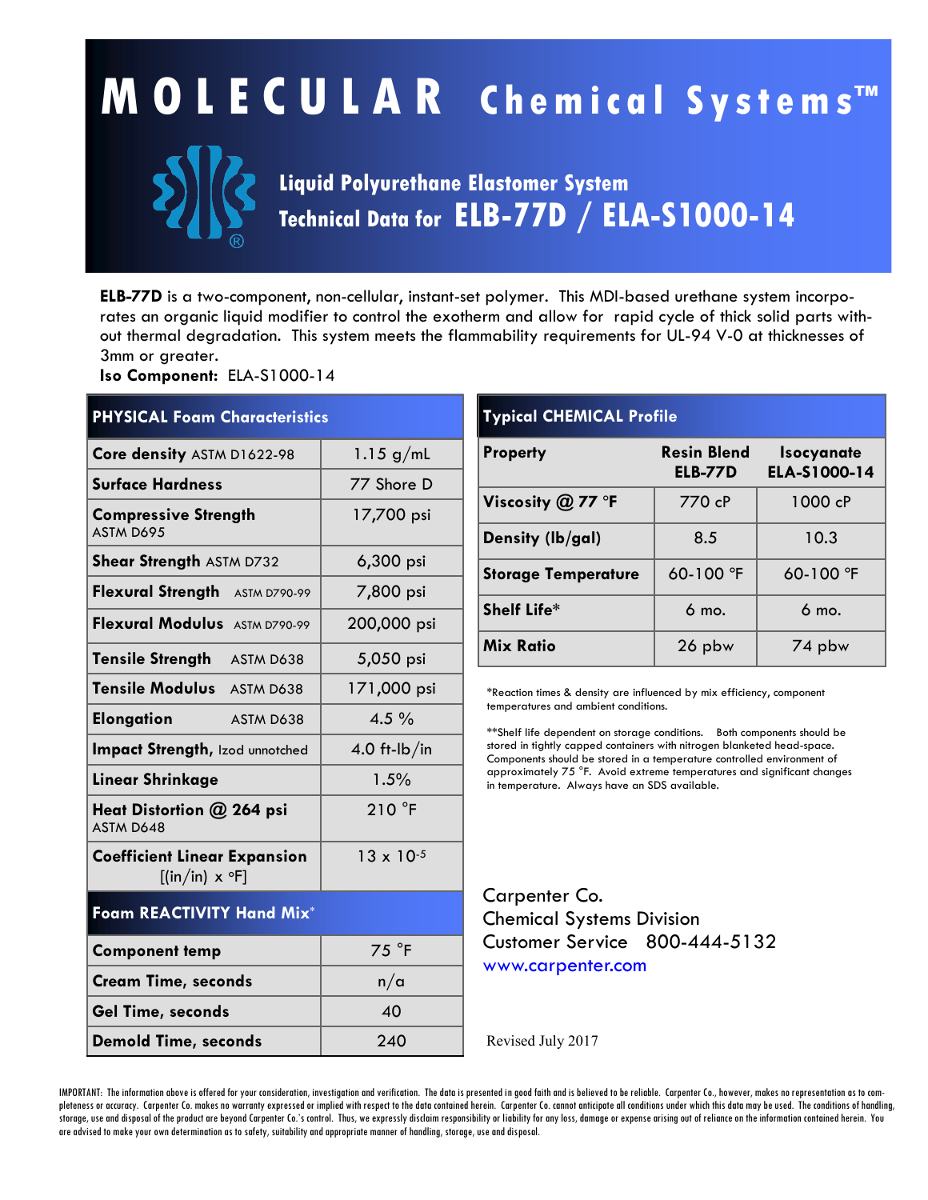# MOLECULAR Chemical Systems™

## Liquid Polyurethane Elastomer System
## Technical Data for ELB-77D / ELA-S1000-14

**ELB-77D** is a two-component, non-cellular, instant-set polymer. This MDI-based urethane system incorporates an organic liquid modifier to control the exotherm and allow for rapid cycle of thick solid parts without thermal degradation. This system meets the flammability requirements for UL-94 V-0 at thicknesses of 3mm or greater.

**Iso Component:** ELA-S1000-14

| PHYSICAL Foam Characteristics | |
|---|---|
| **Core density** ASTM D1622-98 | 1.15 g/mL |
| **Surface Hardness** | 77 Shore D |
| **Compressive Strength** ASTM D695 | 17,700 psi |
| **Shear Strength** ASTM D732 | 6,300 psi |
| **Flexural Strength** ASTM D790-99 | 7,800 psi |
| **Flexural Modulus** ASTM D790-99 | 200,000 psi |
| **Tensile Strength** ASTM D638 | 5,050 psi |
| **Tensile Modulus** ASTM D638 | 171,000 psi |
| **Elongation** ASTM D638 | 4.5 % |
| **Impact Strength,** Izod unnotched | 4.0 ft-lb/in |
| **Linear Shrinkage** | 1.5% |
| **Heat Distortion @ 264 psi** ASTM D648 | 210 °F |
| **Coefficient Linear Expansion** [(in/in) x °F] | $13 \times 10^{-5}$ |

| Foam REACTIVITY Hand Mix* | |
|---|---|
| **Component temp** | 75 °F |
| **Cream Time, seconds** | n/a |
| **Gel Time, seconds** | 40 |
| **Demold Time, seconds** | 240 |

| Typical CHEMICAL Profile | | |
|---|---|---|
| **Property** | **Resin Blend ELB-77D** | **Isocyanate ELA-S1000-14** |
| **Viscosity @ 77 °F** | 770 cP | 1000 cP |
| **Density (lb/gal)** | 8.5 | 10.3 |
| **Storage Temperature** | 60-100 °F | 60-100 °F |
| **Shelf Life*** | 6 mo. | 6 mo. |
| **Mix Ratio** | 26 pbw | 74 pbw |

*Reaction times & density are influenced by mix efficiency, component temperatures and ambient conditions.

**Shelf life dependent on storage conditions. Both components should be stored in tightly capped containers with nitrogen blanketed head-space. Components should be stored in a temperature controlled environment of approximately 75 °F. Avoid extreme temperatures and significant changes in temperature. Always have an SDS available.

Carpenter Co.
Chemical Systems Division
Customer Service 800-444-5132
www.carpenter.com

Revised July 2017

IMPORTANT: The information above is offered for your consideration, investigation and verification. The data is presented in good faith and is believed to be reliable. Carpenter Co., however, makes no representation as to completeness or accuracy. Carpenter Co. makes no warranty expressed or implied with respect to the data contained herein. Carpenter Co. cannot anticipate all conditions under which this data may be used. The conditions of handling, storage, use and disposal of the product are beyond Carpenter Co.'s control. Thus, we expressly disclaim responsibility or liability for any loss, damage or expense arising out of reliance on the information contained herein. You are advised to make your own determination as to safety, suitability and appropriate manner of handling, storage, use and disposal.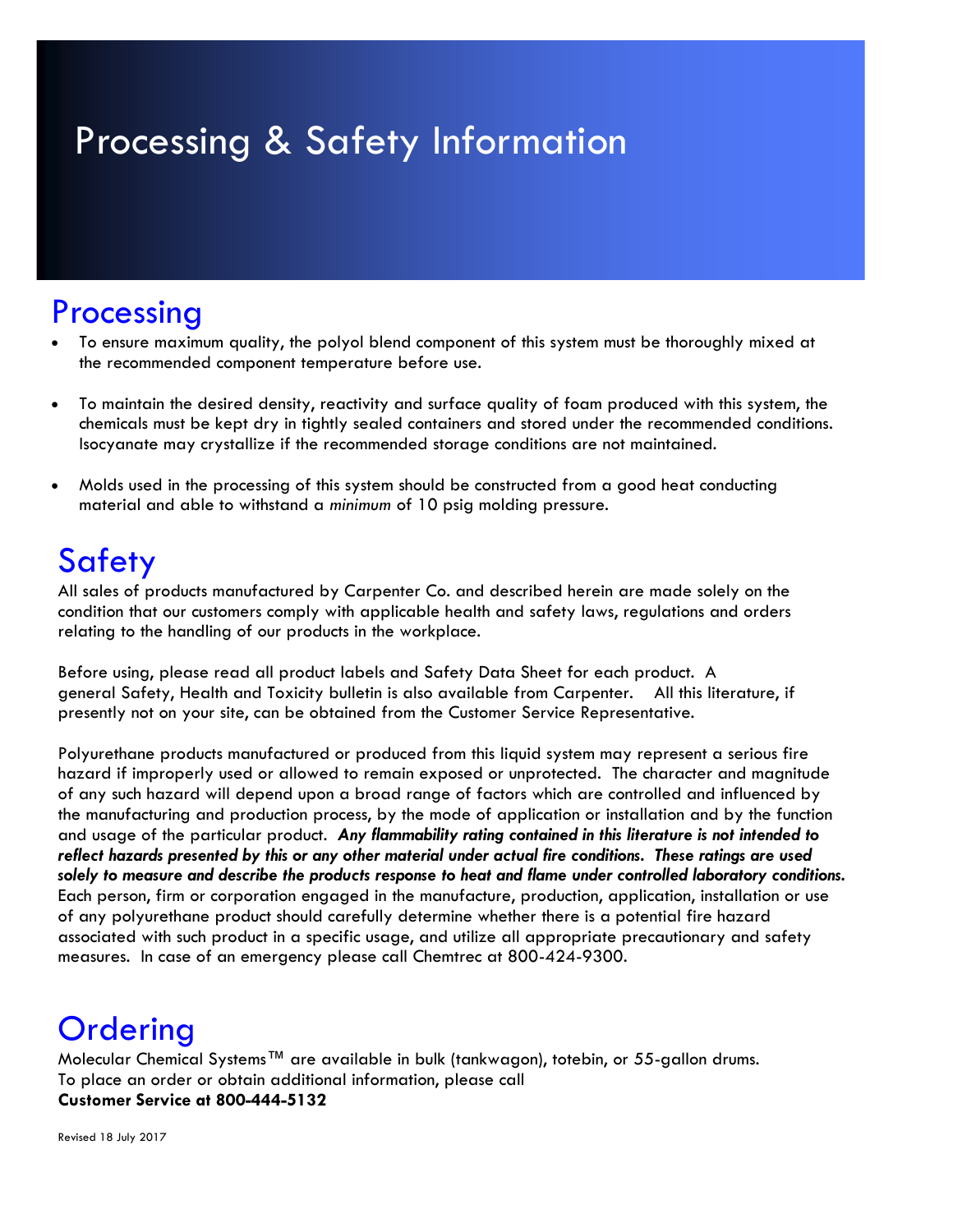# Processing & Safety Information

## Processing

- To ensure maximum quality, the polyol blend component of this system must be thoroughly mixed at the recommended component temperature before use.
- To maintain the desired density, reactivity and surface quality of foam produced with this system, the chemicals must be kept dry in tightly sealed containers and stored under the recommended conditions. Isocyanate may crystallize if the recommended storage conditions are not maintained.
- Molds used in the processing of this system should be constructed from a good heat conducting material and able to withstand a *minimum* of 10 psig molding pressure.

## Safety

All sales of products manufactured by Carpenter Co. and described herein are made solely on the condition that our customers comply with applicable health and safety laws, regulations and orders relating to the handling of our products in the workplace.

Before using, please read all product labels and Safety Data Sheet for each product. A general Safety, Health and Toxicity bulletin is also available from Carpenter. All this literature, if presently not on your site, can be obtained from the Customer Service Representative.

Polyurethane products manufactured or produced from this liquid system may represent a serious fire hazard if improperly used or allowed to remain exposed or unprotected. The character and magnitude of any such hazard will depend upon a broad range of factors which are controlled and influenced by the manufacturing and production process, by the mode of application or installation and by the function and usage of the particular product. ***Any flammability rating contained in this literature is not intended to reflect hazards presented by this or any other material under actual fire conditions. These ratings are used solely to measure and describe the products response to heat and flame under controlled laboratory conditions.*** Each person, firm or corporation engaged in the manufacture, production, application, installation or use of any polyurethane product should carefully determine whether there is a potential fire hazard associated with such product in a specific usage, and utilize all appropriate precautionary and safety measures. In case of an emergency please call Chemtrec at 800-424-9300.

## Ordering

Molecular Chemical Systems™ are available in bulk (tankwagon), totebin, or 55-gallon drums.
To place an order or obtain additional information, please call
**Customer Service at 800-444-5132**

Revised 18 July 2017